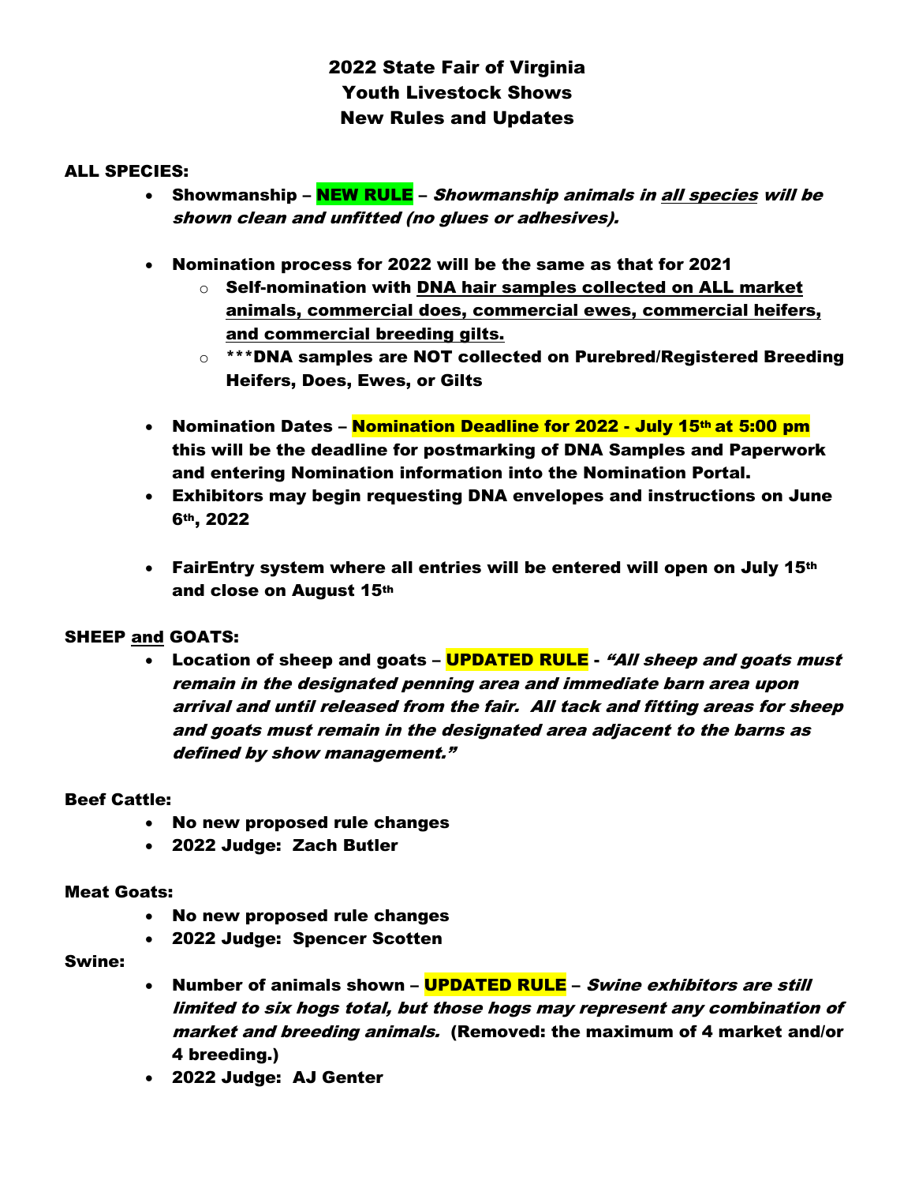# 2022 State Fair of Virginia
# Youth Livestock Shows
# New Rules and Updates

**ALL SPECIES:**

- **Showmanship – NEW RULE – *Showmanship animals in <u>all species</u> will be shown clean and unfitted (no glues or adhesives).***

- **Nomination process for 2022 will be the same as that for 2021**
  - **Self-nomination with <u>DNA hair samples collected on ALL market animals, commercial does, commercial ewes, commercial heifers, and commercial breeding gilts.</u>**
  - **\*\*\*DNA samples are NOT collected on Purebred/Registered Breeding Heifers, Does, Ewes, or Gilts**

- **Nomination Dates – Nomination Deadline for 2022 - July 15th at 5:00 pm this will be the deadline for postmarking of DNA Samples and Paperwork and entering Nomination information into the Nomination Portal.**
- **Exhibitors may begin requesting DNA envelopes and instructions on June 6th, 2022**

- **FairEntry system where all entries will be entered will open on July 15th and close on August 15th**

**SHEEP <u>and</u> GOATS:**

- **Location of sheep and goats – UPDATED RULE - *"All sheep and goats must remain in the designated penning area and immediate barn area upon arrival and until released from the fair. All tack and fitting areas for sheep and goats must remain in the designated area adjacent to the barns as defined by show management."***

**Beef Cattle:**

- **No new proposed rule changes**
- **2022 Judge: Zach Butler**

**Meat Goats:**

- **No new proposed rule changes**
- **2022 Judge: Spencer Scotten**

**Swine:**

- **Number of animals shown – UPDATED RULE – *Swine exhibitors are still limited to six hogs total, but those hogs may represent any combination of market and breeding animals.* (Removed: the maximum of 4 market and/or 4 breeding.)**
- **2022 Judge: AJ Genter**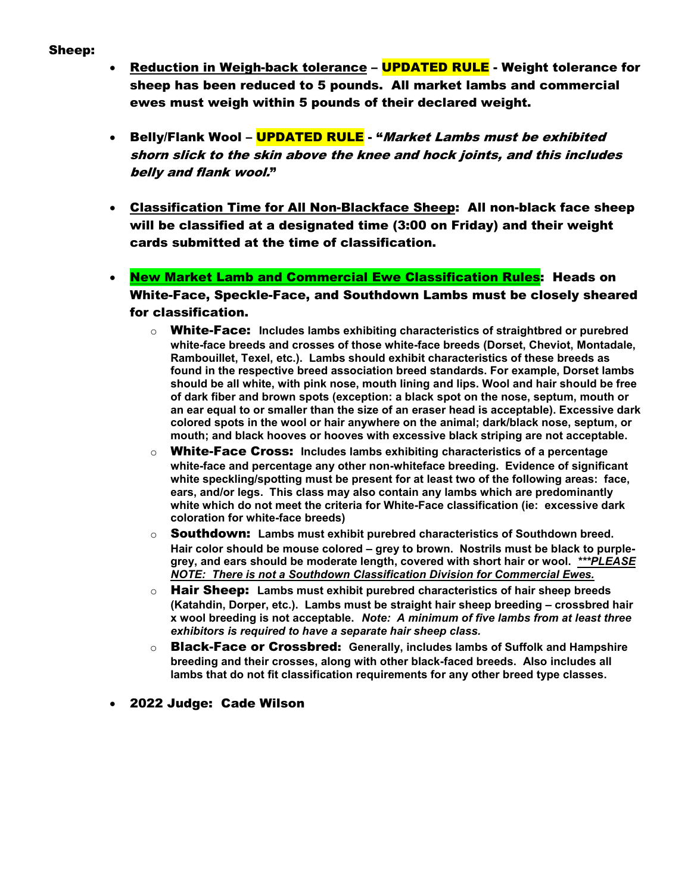**Sheep:**

- **Reduction in Weigh-back tolerance** – **UPDATED RULE** - **Weight tolerance for sheep has been reduced to 5 pounds. All market lambs and commercial ewes must weigh within 5 pounds of their declared weight.**

- **Belly/Flank Wool** – **UPDATED RULE** - "***Market Lambs must be exhibited shorn slick to the skin above the knee and hock joints, and this includes belly and flank wool.***"

- **Classification Time for All Non-Blackface Sheep: All non-black face sheep will be classified at a designated time (3:00 on Friday) and their weight cards submitted at the time of classification.**

- **New Market Lamb and Commercial Ewe Classification Rules: Heads on White-Face, Speckle-Face, and Southdown Lambs must be closely sheared for classification.**
  - **White-Face: Includes lambs exhibiting characteristics of straightbred or purebred white-face breeds and crosses of those white-face breeds (Dorset, Cheviot, Montadale, Rambouillet, Texel, etc.). Lambs should exhibit characteristics of these breeds as found in the respective breed association breed standards. For example, Dorset lambs should be all white, with pink nose, mouth lining and lips. Wool and hair should be free of dark fiber and brown spots (exception: a black spot on the nose, septum, mouth or an ear equal to or smaller than the size of an eraser head is acceptable). Excessive dark colored spots in the wool or hair anywhere on the animal; dark/black nose, septum, or mouth; and black hooves or hooves with excessive black striping are not acceptable.**
  - **White-Face Cross: Includes lambs exhibiting characteristics of a percentage white-face and percentage any other non-whiteface breeding. Evidence of significant white speckling/spotting must be present for at least two of the following areas: face, ears, and/or legs. This class may also contain any lambs which are predominantly white which do not meet the criteria for White-Face classification (ie: excessive dark coloration for white-face breeds)**
  - **Southdown: Lambs must exhibit purebred characteristics of Southdown breed. Hair color should be mouse colored – grey to brown. Nostrils must be black to purple-grey, and ears should be moderate length, covered with short hair or wool. *\*\*\*PLEASE NOTE: There is not a Southdown Classification Division for Commercial Ewes.***
  - **Hair Sheep: Lambs must exhibit purebred characteristics of hair sheep breeds (Katahdin, Dorper, etc.). Lambs must be straight hair sheep breeding – crossbred hair x wool breeding is not acceptable. *Note: A minimum of five lambs from at least three exhibitors is required to have a separate hair sheep class.***
  - **Black-Face or Crossbred: Generally, includes lambs of Suffolk and Hampshire breeding and their crosses, along with other black-faced breeds. Also includes all lambs that do not fit classification requirements for any other breed type classes.**

- **2022 Judge: Cade Wilson**